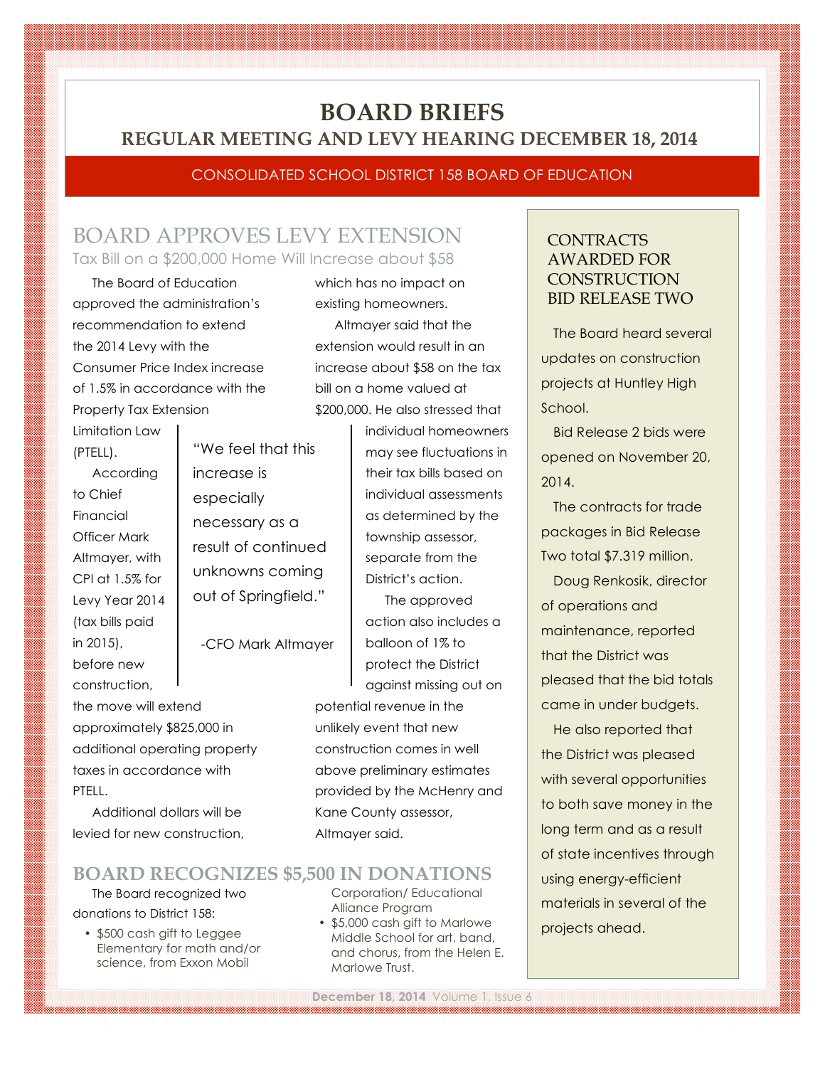# BOARD BRIEFS

## REGULAR MEETING AND LEVY HEARING DECEMBER 18, 2014

CONSOLIDATED SCHOOL DISTRICT 158 BOARD OF EDUCATION

## BOARD APPROVES LEVY EXTENSION

### Tax Bill on a $200,000 Home Will Increase about $58

The Board of Education approved the administration's recommendation to extend the 2014 Levy with the Consumer Price Index increase of 1.5% in accordance with the Property Tax Extension Limitation Law (PTELL).

According to Chief Financial Officer Mark Altmayer, with CPI at 1.5% for Levy Year 2014 (tax bills paid in 2015), before new construction, the move will extend approximately $825,000 in additional operating property taxes in accordance with PTELL.

Additional dollars will be levied for new construction, which has no impact on existing homeowners.

Altmayer said that the extension would result in an increase about $58 on the tax bill on a home valued at $200,000. He also stressed that individual homeowners may see fluctuations in their tax bills based on individual assessments as determined by the township assessor, separate from the District's action.

> "We feel that this increase is especially necessary as a result of continued unknowns coming out of Springfield."
>
> -CFO Mark Altmayer

The approved action also includes a balloon of 1% to protect the District against missing out on potential revenue in the unlikely event that new construction comes in well above preliminary estimates provided by the McHenry and Kane County assessor, Altmayer said.

## BOARD RECOGNIZES $5,500 IN DONATIONS

The Board recognized two donations to District 158:

- $500 cash gift to Leggee Elementary for math and/or science, from Exxon Mobil Corporation/ Educational Alliance Program
- $5,000 cash gift to Marlowe Middle School for art, band, and chorus, from the Helen E. Marlowe Trust.

## CONTRACTS AWARDED FOR CONSTRUCTION BID RELEASE TWO

The Board heard several updates on construction projects at Huntley High School.

Bid Release 2 bids were opened on November 20, 2014.

The contracts for trade packages in Bid Release Two total $7.319 million.

Doug Renkosik, director of operations and maintenance, reported that the District was pleased that the bid totals came in under budgets.

He also reported that the District was pleased with several opportunities to both save money in the long term and as a result of state incentives through using energy-efficient materials in several of the projects ahead.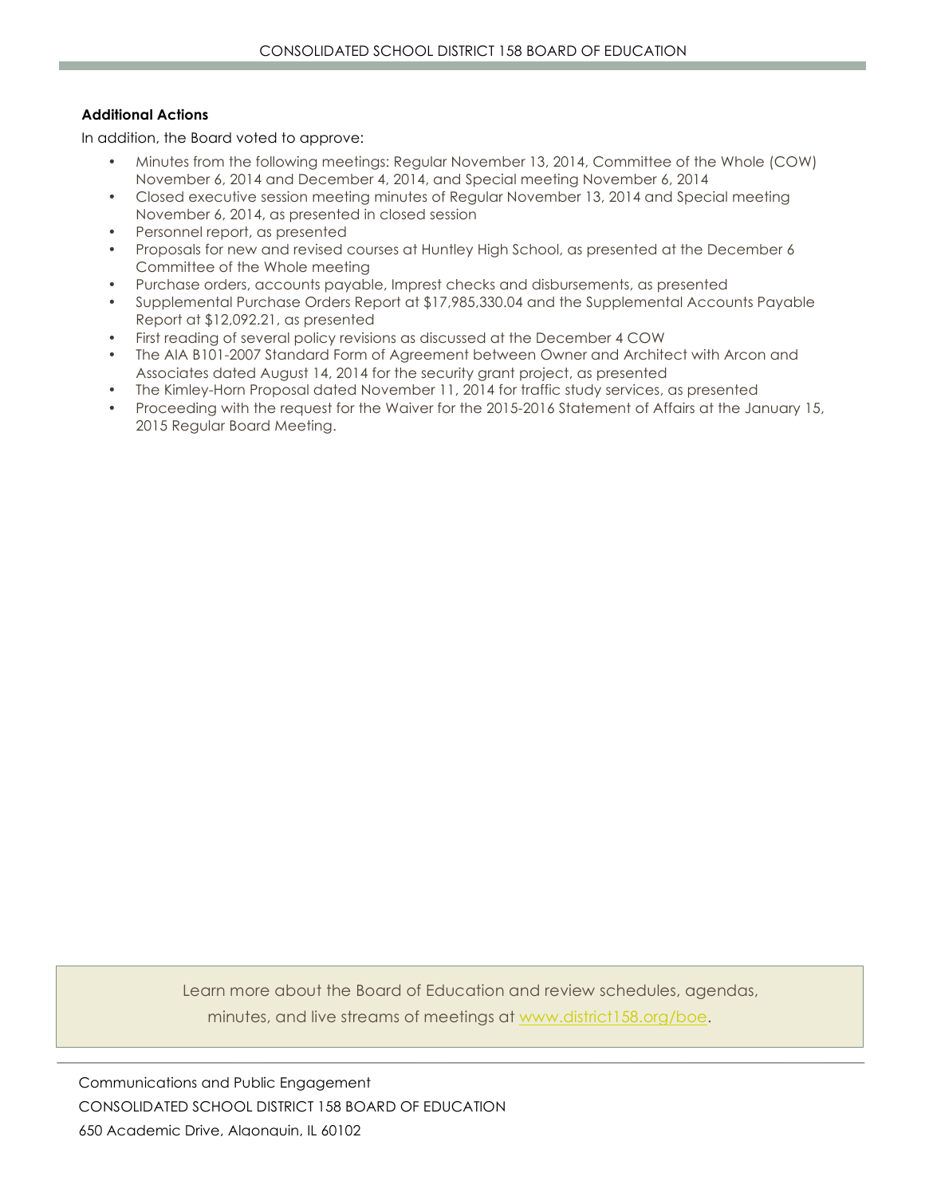**Additional Actions**

In addition, the Board voted to approve:

- Minutes from the following meetings: Regular November 13, 2014, Committee of the Whole (COW) November 6, 2014 and December 4, 2014, and Special meeting November 6, 2014
- Closed executive session meeting minutes of Regular November 13, 2014 and Special meeting November 6, 2014, as presented in closed session
- Personnel report, as presented
- Proposals for new and revised courses at Huntley High School, as presented at the December 6 Committee of the Whole meeting
- Purchase orders, accounts payable, Imprest checks and disbursements, as presented
- Supplemental Purchase Orders Report at $17,985,330.04 and the Supplemental Accounts Payable Report at $12,092.21, as presented
- First reading of several policy revisions as discussed at the December 4 COW
- The AIA B101-2007 Standard Form of Agreement between Owner and Architect with Arcon and Associates dated August 14, 2014 for the security grant project, as presented
- The Kimley-Horn Proposal dated November 11, 2014 for traffic study services, as presented
- Proceeding with the request for the Waiver for the 2015-2016 Statement of Affairs at the January 15, 2015 Regular Board Meeting.

Learn more about the Board of Education and review schedules, agendas, minutes, and live streams of meetings at www.district158.org/boe.

Communications and Public Engagement
CONSOLIDATED SCHOOL DISTRICT 158 BOARD OF EDUCATION
650 Academic Drive, Algonquin, IL 60102